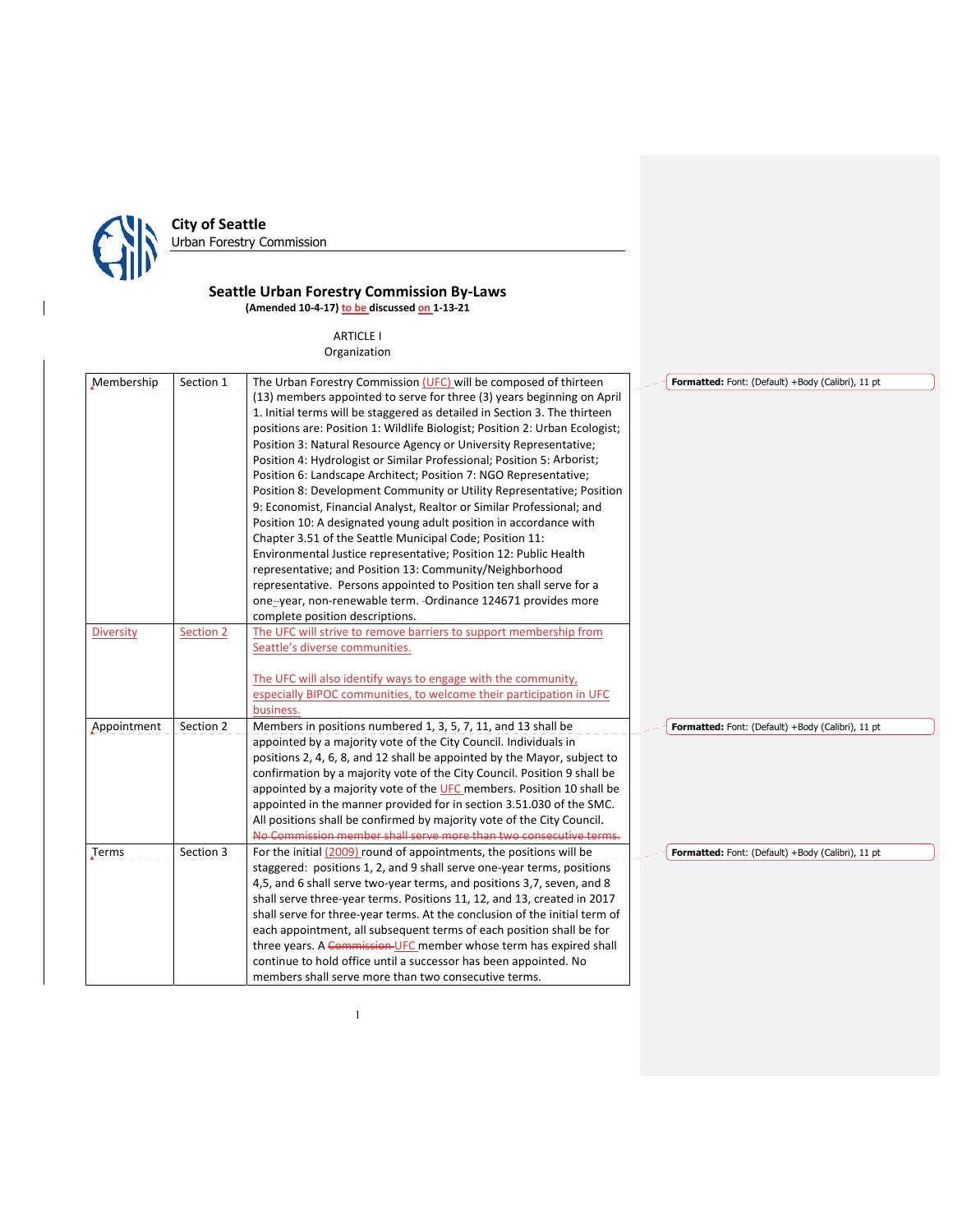City of Seattle
Urban Forestry Commission

# Seattle Urban Forestry Commission By-Laws

**(Amended 10-4-17) to be discussed on 1-13-21**

## ARTICLE I
Organization

| | | |
|---|---|---|
| Membership | Section 1 | The Urban Forestry Commission (UFC) will be composed of thirteen (13) members appointed to serve for three (3) years beginning on April 1. Initial terms will be staggered as detailed in Section 3. The thirteen positions are: Position 1: Wildlife Biologist; Position 2: Urban Ecologist; Position 3: Natural Resource Agency or University Representative; Position 4: Hydrologist or Similar Professional; Position 5: Arborist; Position 6: Landscape Architect; Position 7: NGO Representative; Position 8: Development Community or Utility Representative; Position 9: Economist, Financial Analyst, Realtor or Similar Professional; and Position 10: A designated young adult position in accordance with Chapter 3.51 of the Seattle Municipal Code; Position 11: Environmental Justice representative; Position 12: Public Health representative; and Position 13: Community/Neighborhood representative. Persons appointed to Position ten shall serve for a one-year, non-renewable term. Ordinance 124671 provides more complete position descriptions. |
| Diversity | Section 2 | The UFC will strive to remove barriers to support membership from Seattle's diverse communities.<br><br>The UFC will also identify ways to engage with the community, especially BIPOC communities, to welcome their participation in UFC business. |
| Appointment | Section 2 | Members in positions numbered 1, 3, 5, 7, 11, and 13 shall be appointed by a majority vote of the City Council. Individuals in positions 2, 4, 6, 8, and 12 shall be appointed by the Mayor, subject to confirmation by a majority vote of the City Council. Position 9 shall be appointed by a majority vote of the UFC members. Position 10 shall be appointed in the manner provided for in section 3.51.030 of the SMC. All positions shall be confirmed by majority vote of the City Council. ~~No Commission member shall serve more than two consecutive terms.~~ |
| Terms | Section 3 | For the initial (2009) round of appointments, the positions will be staggered: positions 1, 2, and 9 shall serve one-year terms, positions 4,5, and 6 shall serve two-year terms, and positions 3,7, seven, and 8 shall serve three-year terms. Positions 11, 12, and 13, created in 2017 shall serve for three-year terms. At the conclusion of the initial term of each appointment, all subsequent terms of each position shall be for three years. A ~~Commission~~ UFC member whose term has expired shall continue to hold office until a successor has been appointed. No members shall serve more than two consecutive terms. |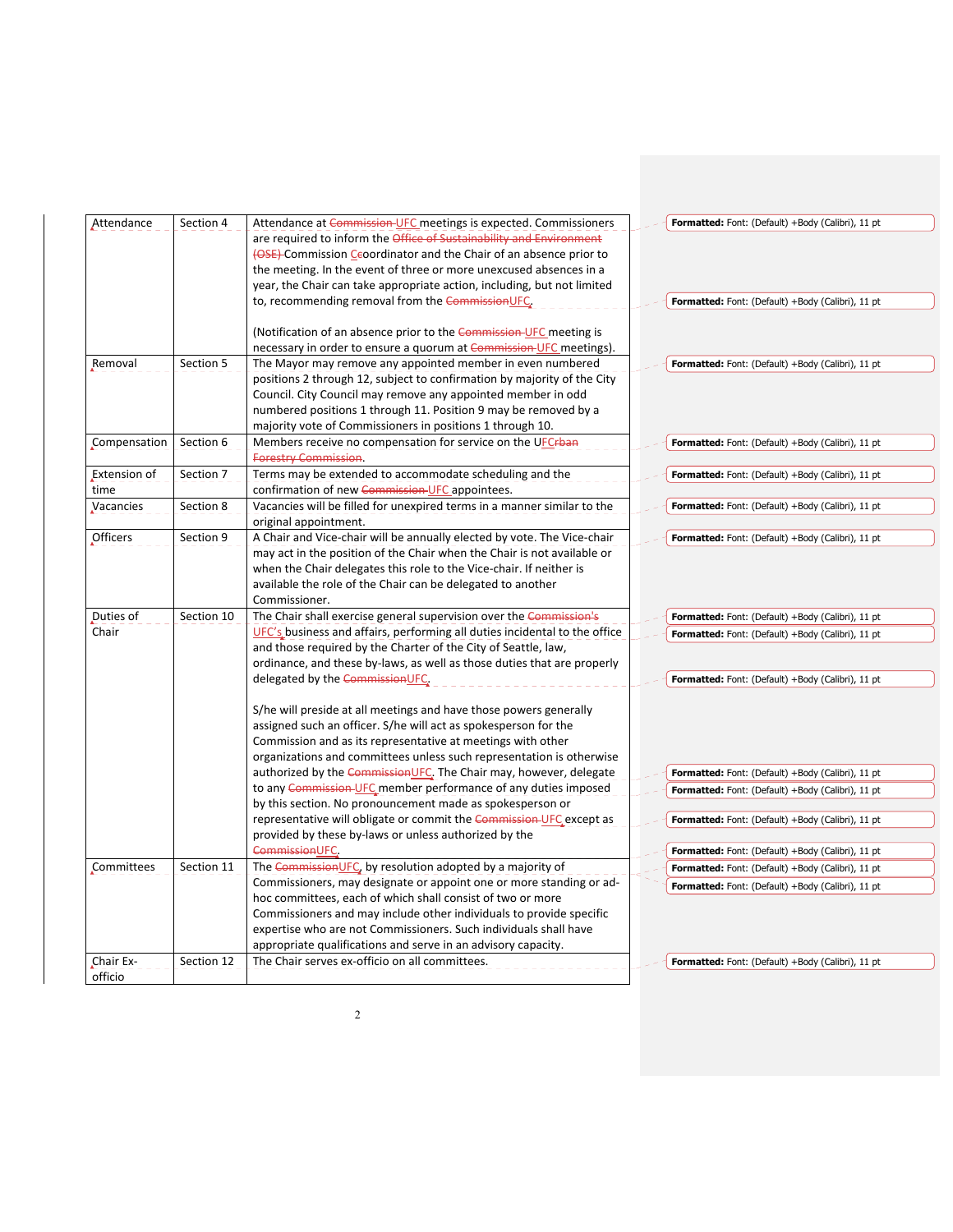| Attendance | Section 4 | Attendance at ~~Commission~~ UFC meetings is expected. Commissioners are required to inform the ~~Office of Sustainability and Environment (OSE)~~ Commission ~~C~~coordinator and the Chair of an absence prior to the meeting. In the event of three or more unexcused absences in a year, the Chair can take appropriate action, including, but not limited to, recommending removal from the ~~Commission~~UFC.<br><br>(Notification of an absence prior to the ~~Commission~~ UFC meeting is necessary in order to ensure a quorum at ~~Commission~~ UFC meetings). |
|---|---|---|
| Removal | Section 5 | The Mayor may remove any appointed member in even numbered positions 2 through 12, subject to confirmation by majority of the City Council. City Council may remove any appointed member in odd numbered positions 1 through 11. Position 9 may be removed by a majority vote of Commissioners in positions 1 through 10. |
| Compensation | Section 6 | Members receive no compensation for service on the UFC~~rban Forestry Commission~~. |
| Extension of time | Section 7 | Terms may be extended to accommodate scheduling and the confirmation of new ~~Commission~~ UFC appointees. |
| Vacancies | Section 8 | Vacancies will be filled for unexpired terms in a manner similar to the original appointment. |
| Officers | Section 9 | A Chair and Vice-chair will be annually elected by vote. The Vice-chair may act in the position of the Chair when the Chair is not available or when the Chair delegates this role to the Vice-chair. If neither is available the role of the Chair can be delegated to another Commissioner. |
| Duties of Chair | Section 10 | The Chair shall exercise general supervision over the ~~Commission's~~ UFC's business and affairs, performing all duties incidental to the office and those required by the Charter of the City of Seattle, law, ordinance, and these by-laws, as well as those duties that are properly delegated by the ~~Commission~~UFC.<br><br>S/he will preside at all meetings and have those powers generally assigned such an officer. S/he will act as spokesperson for the Commission and as its representative at meetings with other organizations and committees unless such representation is otherwise authorized by the ~~Commission~~UFC. The Chair may, however, delegate to any ~~Commission~~ UFC member performance of any duties imposed by this section. No pronouncement made as spokesperson or representative will obligate or commit the ~~Commission~~ UFC except as provided by these by-laws or unless authorized by the ~~Commission~~UFC. |
| Committees | Section 11 | The ~~Commission~~UFC, by resolution adopted by a majority of Commissioners, may designate or appoint one or more standing or ad-hoc committees, each of which shall consist of two or more Commissioners and may include other individuals to provide specific expertise who are not Commissioners. Such individuals shall have appropriate qualifications and serve in an advisory capacity. |
| Chair Ex-officio | Section 12 | The Chair serves ex-officio on all committees. |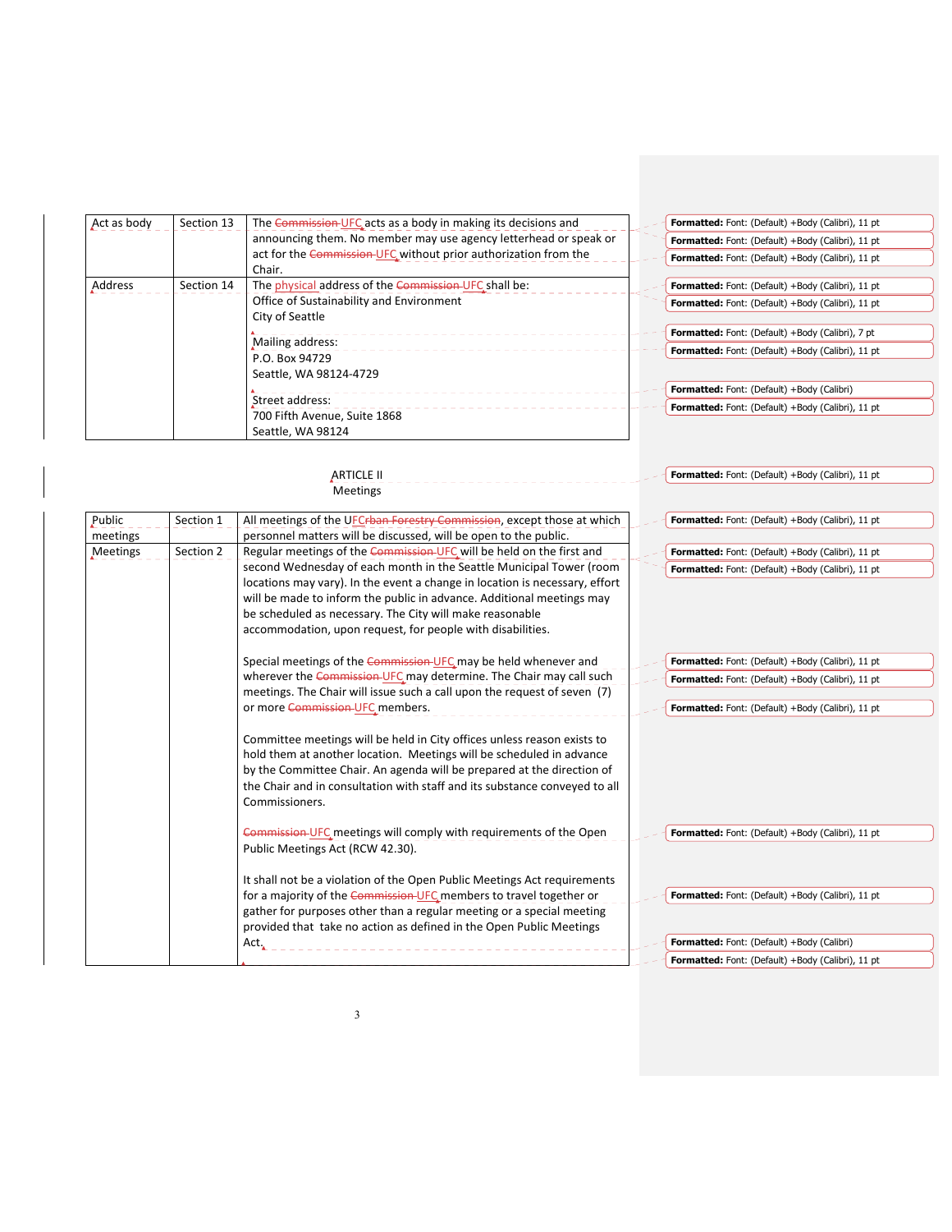| | | |
|---|---|---|
| Act as body | Section 13 | The ~~Commission~~ UFC acts as a body in making its decisions and announcing them. No member may use agency letterhead or speak or act for the ~~Commission~~ UFC without prior authorization from the Chair. |
| Address | Section 14 | The physical address of the ~~Commission~~ UFC shall be:<br>Office of Sustainability and Environment<br>City of Seattle<br><br>Mailing address:<br>P.O. Box 94729<br>Seattle, WA 98124-4729<br><br>Street address:<br>700 Fifth Avenue, Suite 1868<br>Seattle, WA 98124 |

## ARTICLE II
## Meetings

| | | |
|---|---|---|
| Public meetings | Section 1 | All meetings of the UFC~~rban Forestry Commission~~, except those at which personnel matters will be discussed, will be open to the public. |
| Meetings | Section 2 | Regular meetings of the ~~Commission~~ UFC will be held on the first and second Wednesday of each month in the Seattle Municipal Tower (room locations may vary). In the event a change in location is necessary, effort will be made to inform the public in advance. Additional meetings may be scheduled as necessary. The City will make reasonable accommodation, upon request, for people with disabilities.<br><br>Special meetings of the ~~Commission~~ UFC may be held whenever and wherever the ~~Commission~~ UFC may determine. The Chair may call such meetings. The Chair will issue such a call upon the request of seven (7) or more ~~Commission~~ UFC members.<br><br>Committee meetings will be held in City offices unless reason exists to hold them at another location. Meetings will be scheduled in advance by the Committee Chair. An agenda will be prepared at the direction of the Chair and in consultation with staff and its substance conveyed to all Commissioners.<br><br>~~Commission~~ UFC meetings will comply with requirements of the Open Public Meetings Act (RCW 42.30).<br><br>It shall not be a violation of the Open Public Meetings Act requirements for a majority of the ~~Commission~~ UFC members to travel together or gather for purposes other than a regular meeting or a special meeting provided that take no action as defined in the Open Public Meetings Act. |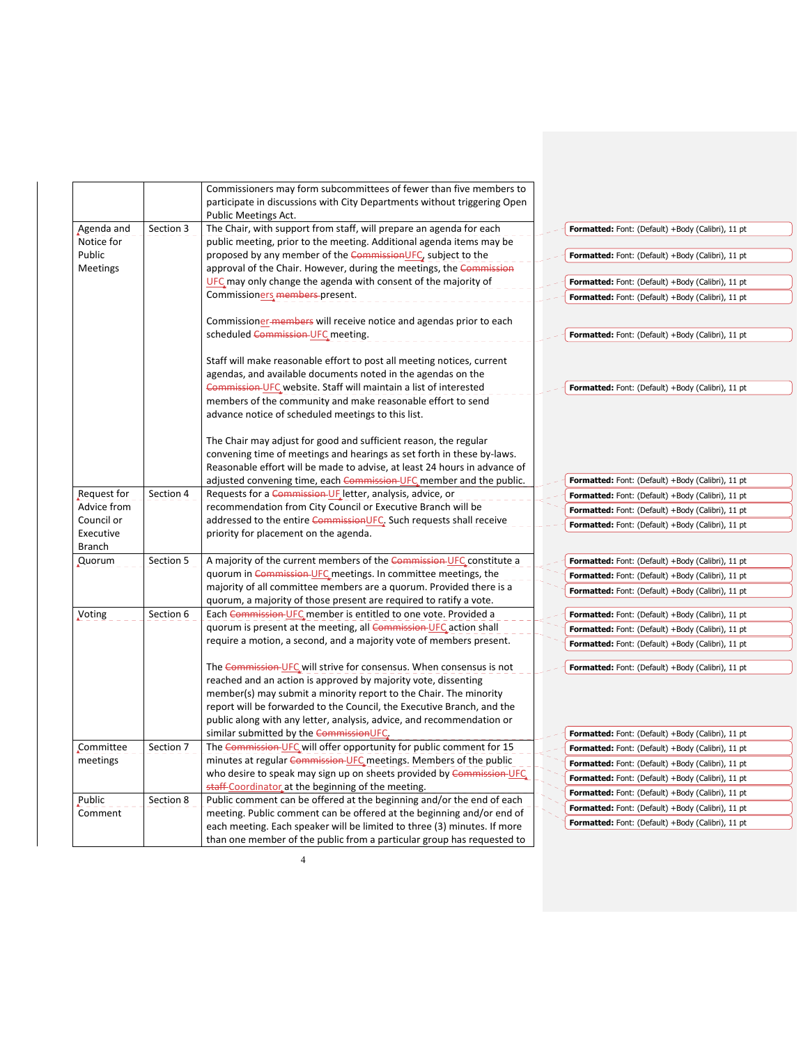| | | |
|---|---|---|
| | | Commissioners may form subcommittees of fewer than five members to participate in discussions with City Departments without triggering Open Public Meetings Act. |
| Agenda and Notice for Public Meetings | Section 3 | The Chair, with support from staff, will prepare an agenda for each public meeting, prior to the meeting. Additional agenda items may be proposed by any member of the ~~Commission~~UFC, subject to the approval of the Chair. However, during the meetings, the ~~Commission~~ UFC may only change the agenda with consent of the majority of Commissioners ~~members~~ present.<br><br>Commissioner ~~members~~ will receive notice and agendas prior to each scheduled ~~Commission~~ UFC meeting.<br><br>Staff will make reasonable effort to post all meeting notices, current agendas, and available documents noted in the agendas on the ~~Commission~~ UFC website. Staff will maintain a list of interested members of the community and make reasonable effort to send advance notice of scheduled meetings to this list.<br><br>The Chair may adjust for good and sufficient reason, the regular convening time of meetings and hearings as set forth in these by-laws. Reasonable effort will be made to advise, at least 24 hours in advance of adjusted convening time, each ~~Commission~~ UFC member and the public. |
| Request for Advice from Council or Executive Branch | Section 4 | Requests for a ~~Commission~~ UF letter, analysis, advice, or recommendation from City Council or Executive Branch will be addressed to the entire ~~Commission~~UFC. Such requests shall receive priority for placement on the agenda. |
| Quorum | Section 5 | A majority of the current members of the ~~Commission~~ UFC constitute a quorum in ~~Commission~~ UFC meetings. In committee meetings, the majority of all committee members are a quorum. Provided there is a quorum, a majority of those present are required to ratify a vote. |
| Voting | Section 6 | Each ~~Commission~~ UFC member is entitled to one vote. Provided a quorum is present at the meeting, all ~~Commission~~ UFC action shall require a motion, a second, and a majority vote of members present.<br><br>The ~~Commission~~ UFC will strive for consensus. When consensus is not reached and an action is approved by majority vote, dissenting member(s) may submit a minority report to the Chair. The minority report will be forwarded to the Council, the Executive Branch, and the public along with any letter, analysis, advice, and recommendation or similar submitted by the ~~Commission~~UFC. |
| Committee meetings | Section 7 | The ~~Commission~~ UFC will offer opportunity for public comment for 15 minutes at regular ~~Commission~~ UFC meetings. Members of the public who desire to speak may sign up on sheets provided by ~~Commission~~ UFC ~~staff~~ Coordinator at the beginning of the meeting. |
| Public Comment | Section 8 | Public comment can be offered at the beginning and/or the end of each meeting. Public comment can be offered at the beginning and/or end of each meeting. Each speaker will be limited to three (3) minutes. If more than one member of the public from a particular group has requested to |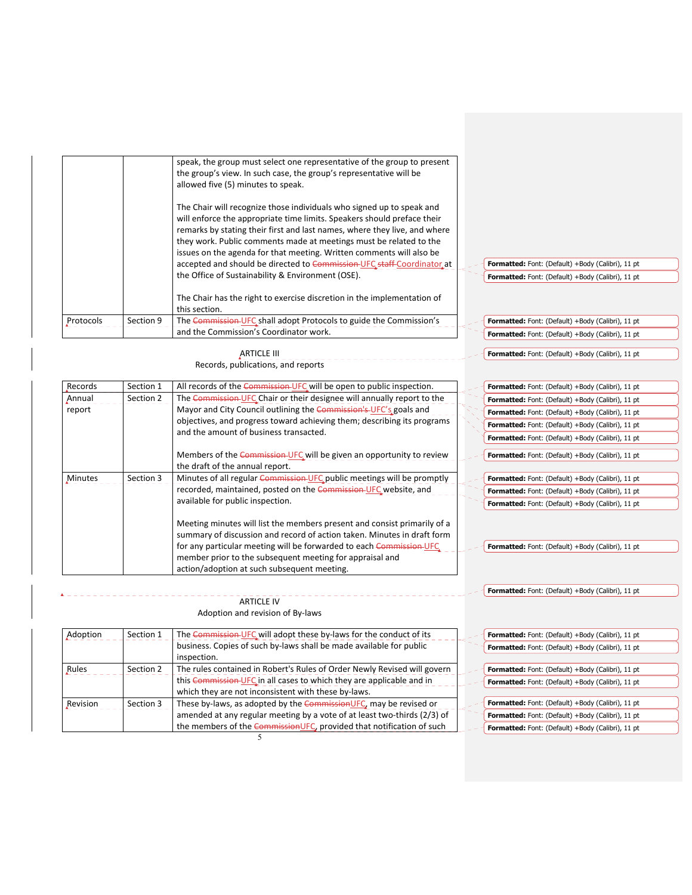| | | |
|---|---|---|
| | | speak, the group must select one representative of the group to present the group's view. In such case, the group's representative will be allowed five (5) minutes to speak.<br><br>The Chair will recognize those individuals who signed up to speak and will enforce the appropriate time limits. Speakers should preface their remarks by stating their first and last names, where they live, and where they work. Public comments made at meetings must be related to the issues on the agenda for that meeting. Written comments will also be accepted and should be directed to ~~Commission~~ UFC ~~staff~~ Coordinator at the Office of Sustainability & Environment (OSE).<br><br>The Chair has the right to exercise discretion in the implementation of this section. |
| Protocols | Section 9 | The ~~Commission~~ UFC shall adopt Protocols to guide the Commission's and the Commission's Coordinator work. |

ARTICLE III
Records, publications, and reports

| | | |
|---|---|---|
| Records | Section 1 | All records of the ~~Commission~~ UFC will be open to public inspection. |
| Annual report | Section 2 | The ~~Commission~~ UFC Chair or their designee will annually report to the Mayor and City Council outlining the ~~Commission's~~ UFC's goals and objectives, and progress toward achieving them; describing its programs and the amount of business transacted.<br><br>Members of the ~~Commission~~ UFC will be given an opportunity to review the draft of the annual report. |
| Minutes | Section 3 | Minutes of all regular ~~Commission~~ UFC public meetings will be promptly recorded, maintained, posted on the ~~Commission~~ UFC website, and available for public inspection.<br><br>Meeting minutes will list the members present and consist primarily of a summary of discussion and record of action taken. Minutes in draft form for any particular meeting will be forwarded to each ~~Commission~~ UFC member prior to the subsequent meeting for appraisal and action/adoption at such subsequent meeting. |

ARTICLE IV
Adoption and revision of By-laws

| | | |
|---|---|---|
| Adoption | Section 1 | The ~~Commission~~ UFC will adopt these by-laws for the conduct of its business. Copies of such by-laws shall be made available for public inspection. |
| Rules | Section 2 | The rules contained in Robert's Rules of Order Newly Revised will govern this ~~Commission~~ UFC in all cases to which they are applicable and in which they are not inconsistent with these by-laws. |
| Revision | Section 3 | These by-laws, as adopted by the ~~Commission~~UFC, may be revised or amended at any regular meeting by a vote of at least two-thirds (2/3) of the members of the ~~Commission~~UFC, provided that notification of such |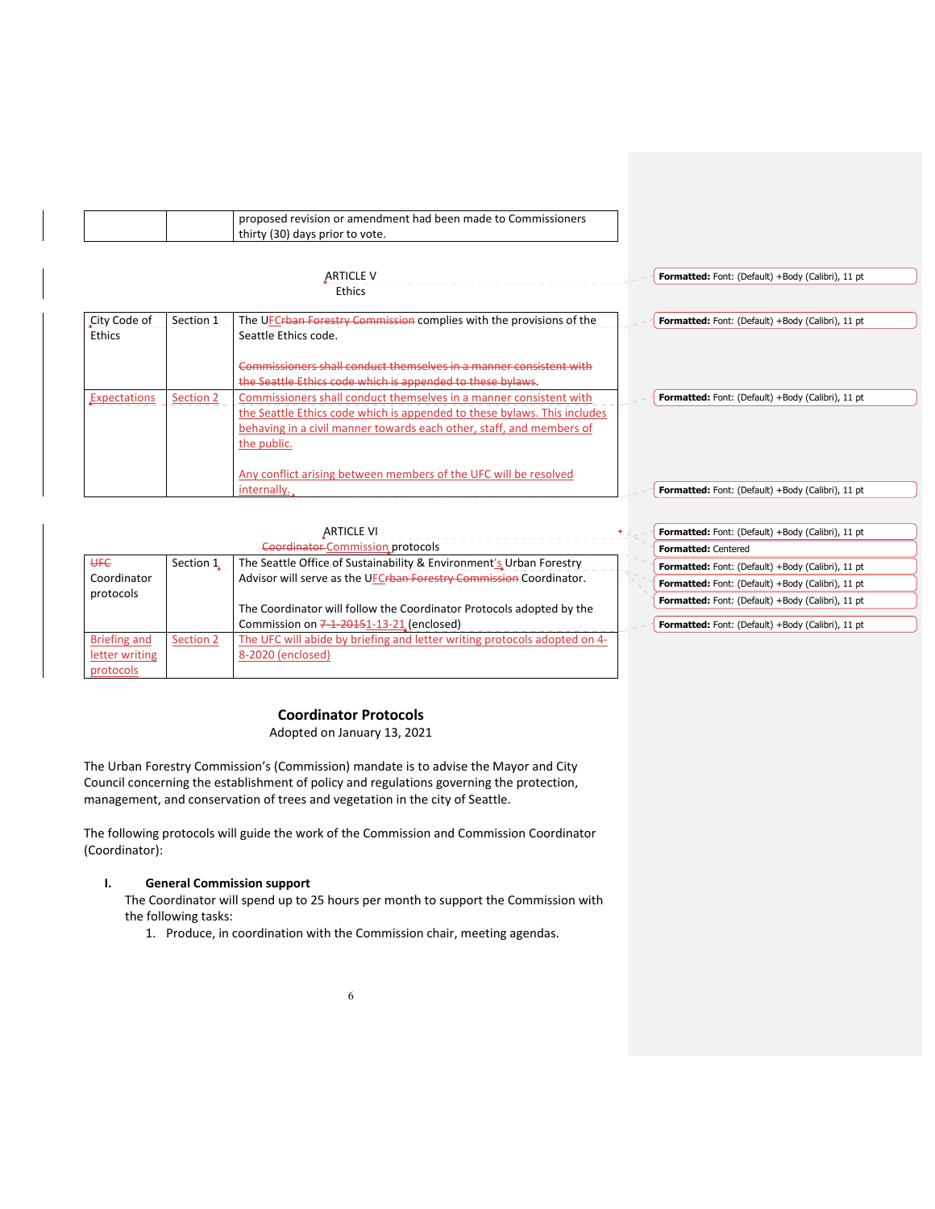| | | proposed revision or amendment had been made to Commissioners thirty (30) days prior to vote. |
|---|---|---|

ARTICLE V
Ethics

| City Code of Ethics | Section 1 | The UFC complies with the provisions of the Seattle Ethics code. |
|---|---|---|
| Expectations | Section 2 | Commissioners shall conduct themselves in a manner consistent with the Seattle Ethics code which is appended to these bylaws. This includes behaving in a civil manner towards each other, staff, and members of the public. Any conflict arising between members of the UFC will be resolved internally. |

ARTICLE VI
Commission protocols

| Coordinator protocols | Section 1 | The Seattle Office of Sustainability & Environment's Urban Forestry Advisor will serve as the UFC Coordinator. The Coordinator will follow the Coordinator Protocols adopted by the Commission on 1-13-21 (enclosed) |
|---|---|---|
| Briefing and letter writing protocols | Section 2 | The UFC will abide by briefing and letter writing protocols adopted on 4-8-2020 (enclosed) |

## Coordinator Protocols

Adopted on January 13, 2021

The Urban Forestry Commission's (Commission) mandate is to advise the Mayor and City Council concerning the establishment of policy and regulations governing the protection, management, and conservation of trees and vegetation in the city of Seattle.

The following protocols will guide the work of the Commission and Commission Coordinator (Coordinator):

**I. General Commission support**

The Coordinator will spend up to 25 hours per month to support the Commission with the following tasks:

1. Produce, in coordination with the Commission chair, meeting agendas.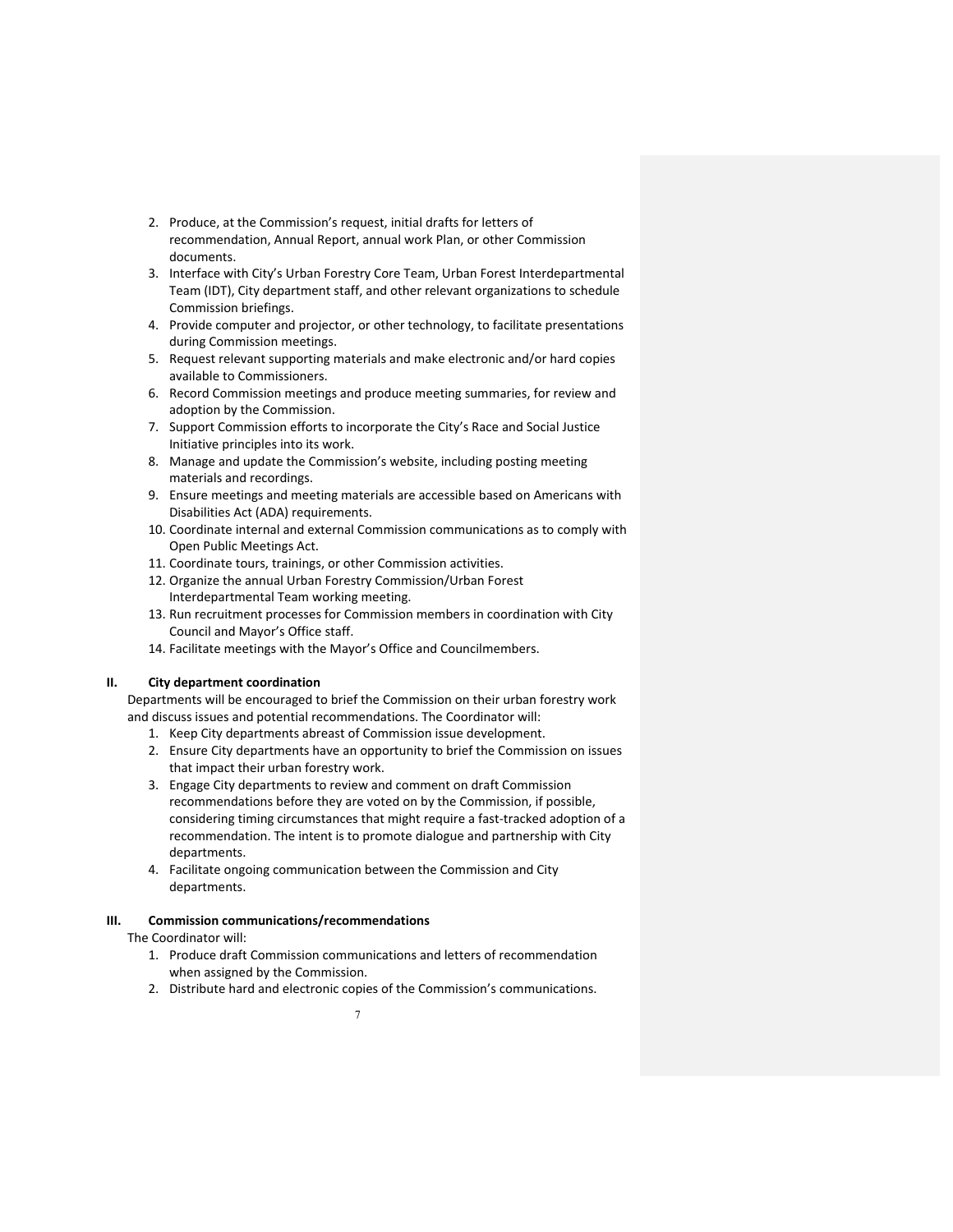2. Produce, at the Commission's request, initial drafts for letters of recommendation, Annual Report, annual work Plan, or other Commission documents.
3. Interface with City's Urban Forestry Core Team, Urban Forest Interdepartmental Team (IDT), City department staff, and other relevant organizations to schedule Commission briefings.
4. Provide computer and projector, or other technology, to facilitate presentations during Commission meetings.
5. Request relevant supporting materials and make electronic and/or hard copies available to Commissioners.
6. Record Commission meetings and produce meeting summaries, for review and adoption by the Commission.
7. Support Commission efforts to incorporate the City's Race and Social Justice Initiative principles into its work.
8. Manage and update the Commission's website, including posting meeting materials and recordings.
9. Ensure meetings and meeting materials are accessible based on Americans with Disabilities Act (ADA) requirements.
10. Coordinate internal and external Commission communications as to comply with Open Public Meetings Act.
11. Coordinate tours, trainings, or other Commission activities.
12. Organize the annual Urban Forestry Commission/Urban Forest Interdepartmental Team working meeting.
13. Run recruitment processes for Commission members in coordination with City Council and Mayor's Office staff.
14. Facilitate meetings with the Mayor's Office and Councilmembers.

## II. City department coordination

Departments will be encouraged to brief the Commission on their urban forestry work and discuss issues and potential recommendations. The Coordinator will:

1. Keep City departments abreast of Commission issue development.
2. Ensure City departments have an opportunity to brief the Commission on issues that impact their urban forestry work.
3. Engage City departments to review and comment on draft Commission recommendations before they are voted on by the Commission, if possible, considering timing circumstances that might require a fast-tracked adoption of a recommendation. The intent is to promote dialogue and partnership with City departments.
4. Facilitate ongoing communication between the Commission and City departments.

## III. Commission communications/recommendations

The Coordinator will:

1. Produce draft Commission communications and letters of recommendation when assigned by the Commission.
2. Distribute hard and electronic copies of the Commission's communications.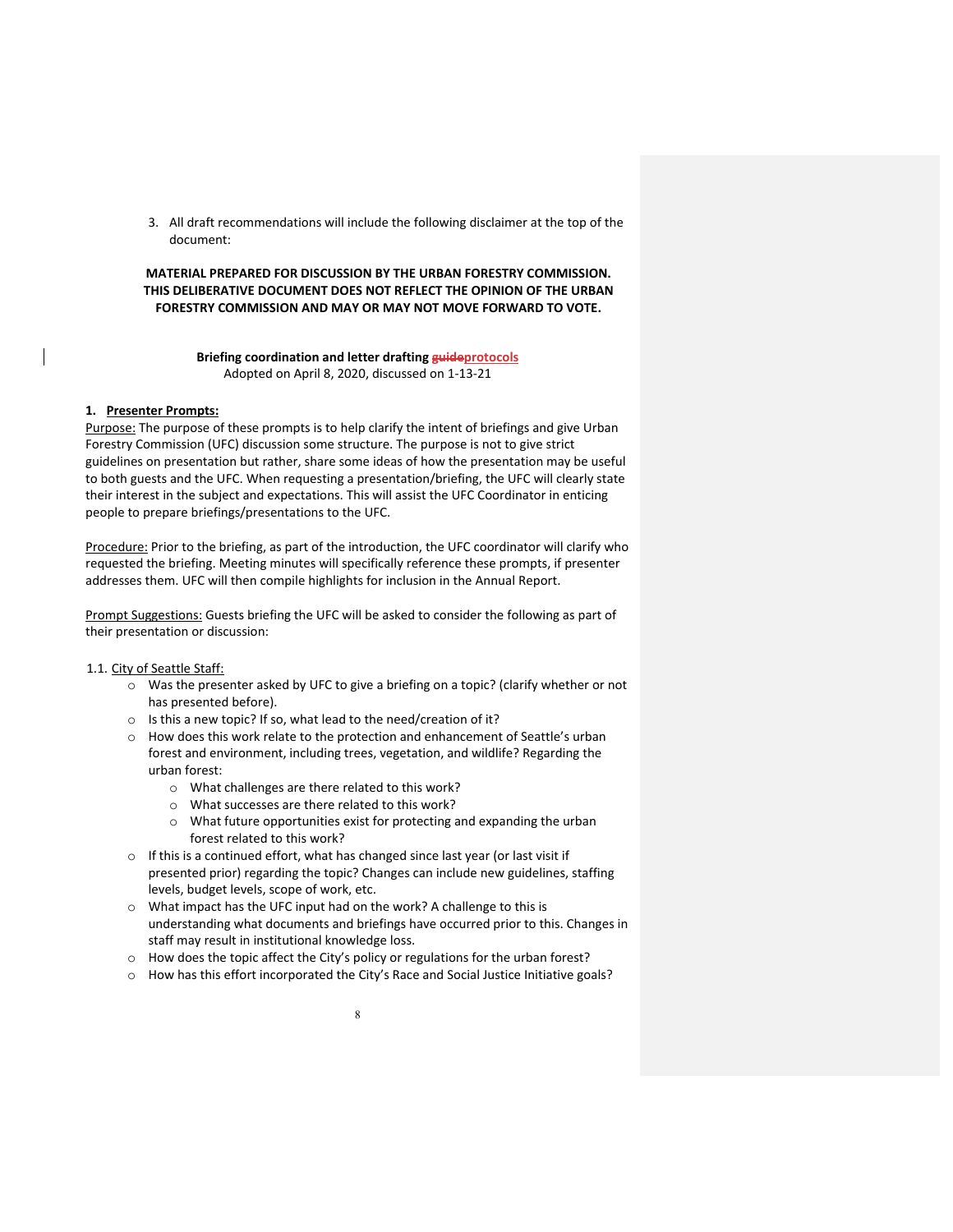3. All draft recommendations will include the following disclaimer at the top of the document:

**MATERIAL PREPARED FOR DISCUSSION BY THE URBAN FORESTRY COMMISSION. THIS DELIBERATIVE DOCUMENT DOES NOT REFLECT THE OPINION OF THE URBAN FORESTRY COMMISSION AND MAY OR MAY NOT MOVE FORWARD TO VOTE.**

**Briefing coordination and letter drafting ~~guide~~protocols**
Adopted on April 8, 2020, discussed on 1-13-21

**1. Presenter Prompts:**

Purpose: The purpose of these prompts is to help clarify the intent of briefings and give Urban Forestry Commission (UFC) discussion some structure. The purpose is not to give strict guidelines on presentation but rather, share some ideas of how the presentation may be useful to both guests and the UFC. When requesting a presentation/briefing, the UFC will clearly state their interest in the subject and expectations. This will assist the UFC Coordinator in enticing people to prepare briefings/presentations to the UFC.

Procedure: Prior to the briefing, as part of the introduction, the UFC coordinator will clarify who requested the briefing. Meeting minutes will specifically reference these prompts, if presenter addresses them. UFC will then compile highlights for inclusion in the Annual Report.

Prompt Suggestions: Guests briefing the UFC will be asked to consider the following as part of their presentation or discussion:

1.1. City of Seattle Staff:

- Was the presenter asked by UFC to give a briefing on a topic? (clarify whether or not has presented before).
- Is this a new topic? If so, what lead to the need/creation of it?
- How does this work relate to the protection and enhancement of Seattle's urban forest and environment, including trees, vegetation, and wildlife? Regarding the urban forest:
  - What challenges are there related to this work?
  - What successes are there related to this work?
  - What future opportunities exist for protecting and expanding the urban forest related to this work?
- If this is a continued effort, what has changed since last year (or last visit if presented prior) regarding the topic? Changes can include new guidelines, staffing levels, budget levels, scope of work, etc.
- What impact has the UFC input had on the work? A challenge to this is understanding what documents and briefings have occurred prior to this. Changes in staff may result in institutional knowledge loss.
- How does the topic affect the City's policy or regulations for the urban forest?
- How has this effort incorporated the City's Race and Social Justice Initiative goals?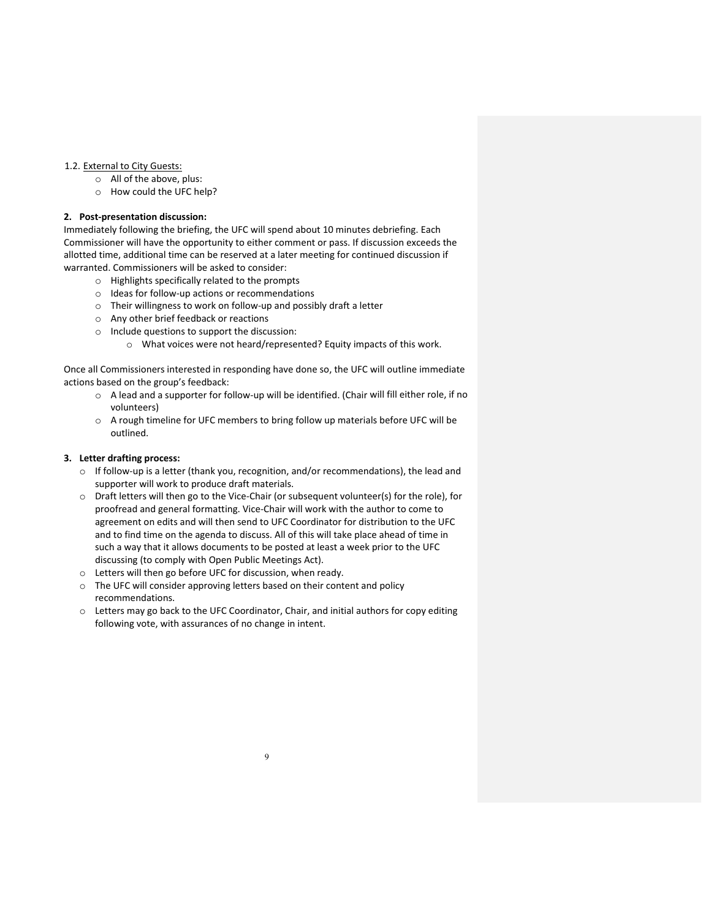1.2. External to City Guests:

- All of the above, plus:
- How could the UFC help?

**2. Post-presentation discussion:**

Immediately following the briefing, the UFC will spend about 10 minutes debriefing. Each Commissioner will have the opportunity to either comment or pass. If discussion exceeds the allotted time, additional time can be reserved at a later meeting for continued discussion if warranted. Commissioners will be asked to consider:

- Highlights specifically related to the prompts
- Ideas for follow-up actions or recommendations
- Their willingness to work on follow-up and possibly draft a letter
- Any other brief feedback or reactions
- Include questions to support the discussion:
  - What voices were not heard/represented? Equity impacts of this work.

Once all Commissioners interested in responding have done so, the UFC will outline immediate actions based on the group's feedback:

- A lead and a supporter for follow-up will be identified. (Chair will fill either role, if no volunteers)
- A rough timeline for UFC members to bring follow up materials before UFC will be outlined.

**3. Letter drafting process:**

- If follow-up is a letter (thank you, recognition, and/or recommendations), the lead and supporter will work to produce draft materials.
- Draft letters will then go to the Vice-Chair (or subsequent volunteer(s) for the role), for proofread and general formatting. Vice-Chair will work with the author to come to agreement on edits and will then send to UFC Coordinator for distribution to the UFC and to find time on the agenda to discuss. All of this will take place ahead of time in such a way that it allows documents to be posted at least a week prior to the UFC discussing (to comply with Open Public Meetings Act).
- Letters will then go before UFC for discussion, when ready.
- The UFC will consider approving letters based on their content and policy recommendations.
- Letters may go back to the UFC Coordinator, Chair, and initial authors for copy editing following vote, with assurances of no change in intent.